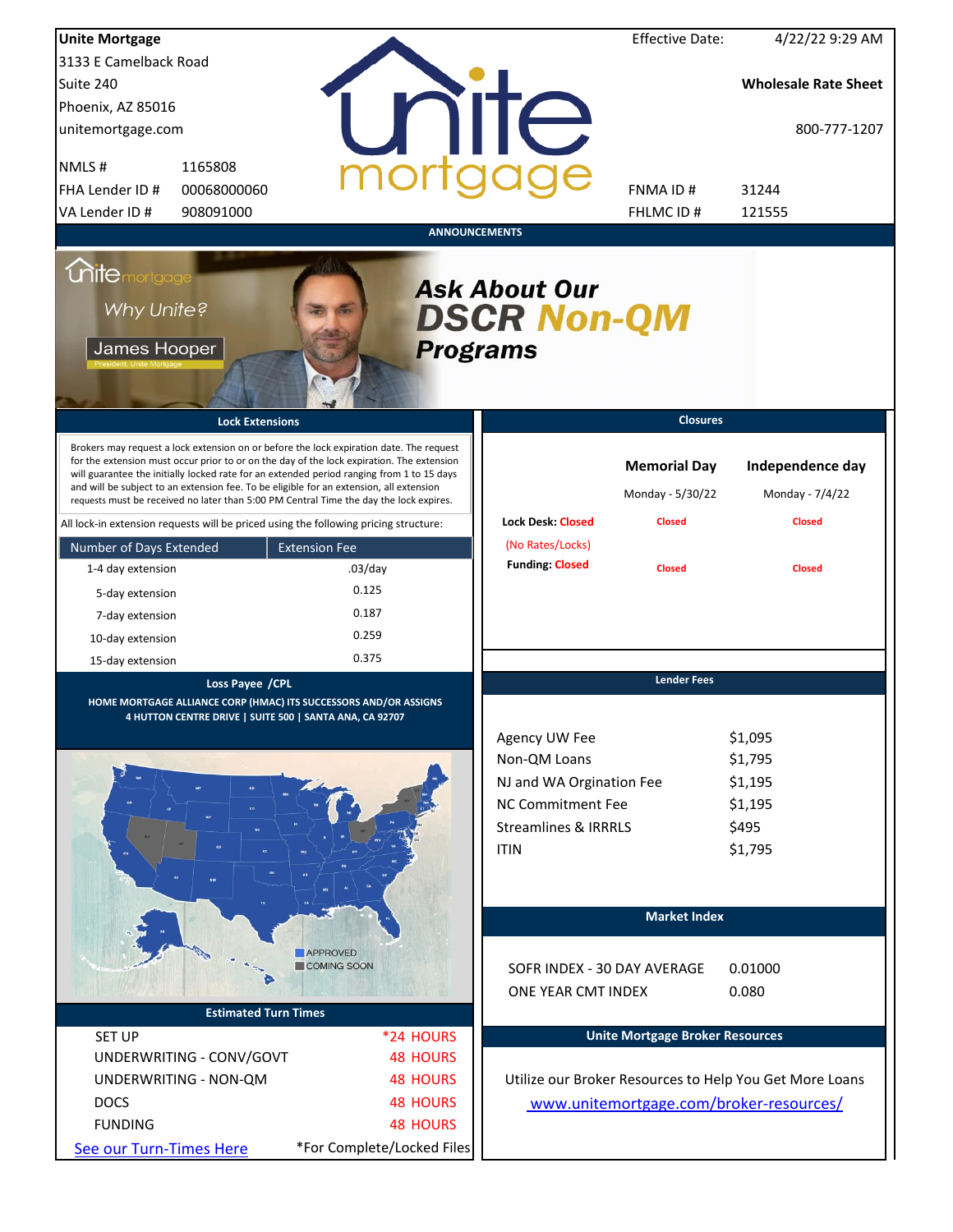**Unite Mortgage**
3133 E Camelback Road
Suite 240
Phoenix, AZ 85016
unitemortgage.com

Effective Date: 4/22/22 9:29 AM

**Wholesale Rate Sheet**

800-777-1207

| | | | |
|---|---|---|---|
| NMLS # | 1165808 | | |
| FHA Lender ID # | 00068000060 | FNMA ID # | 31244 |
| VA Lender ID # | 908091000 | FHLMC ID # | 121555 |

## ANNOUNCEMENTS

Unite mortgage — Why Unite? — James Hooper, President, Unite Mortgage

**Ask About Our DSCR Non-QM Programs**

## Lock Extensions

Brokers may request a lock extension on or before the lock expiration date. The request for the extension must occur prior to or on the day of the lock expiration. The extension will guarantee the initially locked rate for an extended period ranging from 1 to 15 days and will be subject to an extension fee. To be eligible for an extension, all extension requests must be received no later than 5:00 PM Central Time the day the lock expires.

All lock-in extension requests will be priced using the following pricing structure:

| Number of Days Extended | Extension Fee |
|---|---|
| 1-4 day extension | .03/day |
| 5-day extension | 0.125 |
| 7-day extension | 0.187 |
| 10-day extension | 0.259 |
| 15-day extension | 0.375 |

## Closures

| | Memorial Day | Independence day |
|---|---|---|
| | Monday - 5/30/22 | Monday - 7/4/22 |
| Lock Desk: Closed (No Rates/Locks) | Closed | Closed |
| Funding: Closed | Closed | Closed |

## Loss Payee /CPL

**HOME MORTGAGE ALLIANCE CORP (HMAC) ITS SUCCESSORS AND/OR ASSIGNS**
**4 HUTTON CENTRE DRIVE | SUITE 500 | SANTA ANA, CA 92707**

APPROVED
COMING SOON

## Lender Fees

| | |
|---|---|
| Agency UW Fee | $1,095 |
| Non-QM Loans | $1,795 |
| NJ and WA Orgination Fee | $1,195 |
| NC Commitment Fee | $1,195 |
| Streamlines & IRRRLS | $495 |
| ITIN | $1,795 |

## Market Index

| | |
|---|---|
| SOFR INDEX - 30 DAY AVERAGE | 0.01000 |
| ONE YEAR CMT INDEX | 0.080 |

## Estimated Turn Times

| | |
|---|---|
| SET UP | *24 HOURS |
| UNDERWRITING - CONV/GOVT | 48 HOURS |
| UNDERWRITING - NON-QM | 48 HOURS |
| DOCS | 48 HOURS |
| FUNDING | 48 HOURS |

See our Turn-Times Here — *For Complete/Locked Files

## Unite Mortgage Broker Resources

Utilize our Broker Resources to Help You Get More Loans
www.unitemortgage.com/broker-resources/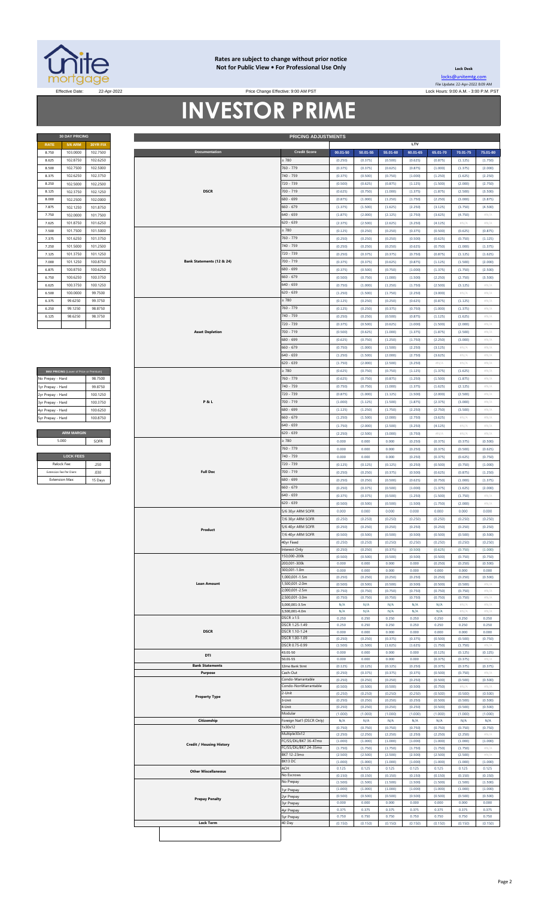**Rates are subject to change without prior notice**
**Not for Public View • For Professional Use Only**

**Lock Desk**

locks@unitemtg.com

File Update: 22-Apr-2022 8:09 AM

Effective Date: 22-Apr-2022 | Price Change Effective: 9:00 AM PST | Lock Hours: 9:00 A.M. - 3:00 P.M. PST

# INVESTOR PRIME

| 30 DAY PRICING | | |
|---|---|---|
| RATE | 5/6 ARM | 30YR FIX |
| 8.750 | 103.0000 | 102.7500 |
| 8.625 | 102.8750 | 102.6250 |
| 8.500 | 102.7500 | 102.5000 |
| 8.375 | 102.6250 | 102.3750 |
| 8.250 | 102.5000 | 102.2500 |
| 8.125 | 102.3750 | 102.1250 |
| 8.000 | 102.2500 | 102.0000 |
| 7.875 | 102.1250 | 101.8750 |
| 7.750 | 102.0000 | 101.7500 |
| 7.625 | 101.8750 | 101.6250 |
| 7.500 | 101.7500 | 101.5000 |
| 7.375 | 101.6250 | 101.3750 |
| 7.250 | 101.5000 | 101.2500 |
| 7.125 | 101.3750 | 101.1250 |
| 7.000 | 101.1250 | 100.8750 |
| 6.875 | 100.8750 | 100.6250 |
| 6.750 | 100.6250 | 100.3750 |
| 6.625 | 100.3750 | 100.1250 |
| 6.500 | 100.0000 | 99.7500 |
| 6.375 | 99.6250 | 99.3750 |
| 6.250 | 99.1250 | 98.8750 |
| 6.125 | 98.6250 | 98.3750 |

| MAX PRICING (Lower of Price or Premium) | |
|---|---|
| No Prepay - Hard | 98.7500 |
| 1yr Prepay - Hard | 99.8750 |
| 2yr Prepay - Hard | 100.1250 |
| 3yr Prepay - Hard | 100.3750 |
| 4yr Prepay - Hard | 100.6250 |
| 5yr Prepay - Hard | 100.8750 |

| ARM MARGIN | |
|---|---|
| 5.000 | SOFR |

| LOCK FEES | |
|---|---|
| Relock Fee: | .250 |
| Extension Fee Per Diem: | .030 |
| Extension Max: | 15 Days |

| PRICING ADJUSTMENTS | | | | | | | | |
|---|---|---|---|---|---|---|---|---|
| | | LTV | | | | | | |
| Documentation | Credit Score | 00.01-50 | 50.01-55 | 55.01-60 | 60.01-65 | 65.01-70 | 70.01-75 | 75.01-80 |
| DSCR | ≥ 780 | (0.250) | (0.375) | (0.500) | (0.625) | (0.875) | (1.125) | (1.750) |
| | 760 - 779 | (0.375) | (0.375) | (0.625) | (0.875) | (1.000) | (1.375) | (2.000) |
| | 740 - 759 | (0.375) | (0.500) | (0.750) | (1.000) | (1.250) | (1.625) | (2.250) |
| | 720 - 739 | (0.500) | (0.625) | (0.875) | (1.125) | (1.500) | (2.000) | (2.750) |
| | 700 - 719 | (0.625) | (0.750) | (1.000) | (1.375) | (1.875) | (2.500) | (3.500) |
| | 680 - 699 | (0.875) | (1.000) | (1.250) | (1.750) | (2.250) | (3.000) | (3.875) |
| | 660 - 679 | (1.375) | (1.500) | (1.625) | (2.250) | (3.125) | (3.750) | (4.500) |
| | 640 - 659 | (1.875) | (2.000) | (2.125) | (2.750) | (3.625) | (4.750) | #N/A |
| | 620 - 639 | (2.375) | (2.500) | (2.625) | (3.250) | (4.125) | #N/A | #N/A |
| Bank Statements (12 & 24) | ≥ 780 | (0.125) | (0.250) | (0.250) | (0.375) | (0.500) | (0.625) | (0.875) |
| | 760 - 779 | (0.250) | (0.250) | (0.250) | (0.500) | (0.625) | (0.750) | (1.125) |
| | 740 - 759 | (0.250) | (0.250) | (0.250) | (0.625) | (0.750) | (1.000) | (1.375) |
| | 720 - 739 | (0.250) | (0.375) | (0.375) | (0.750) | (0.875) | (1.125) | (1.625) |
| | 700 - 719 | (0.375) | (0.375) | (0.625) | (0.875) | (1.125) | (1.500) | (2.000) |
| | 680 - 699 | (0.375) | (0.500) | (0.750) | (1.000) | (1.375) | (1.750) | (2.500) |
| | 660 - 679 | (0.500) | (0.750) | (1.000) | (1.500) | (2.250) | (2.750) | (3.500) |
| | 640 - 659 | (0.750) | (1.000) | (1.250) | (1.750) | (2.500) | (3.125) | #N/A |
| | 620 - 639 | (1.250) | (1.500) | (1.750) | (2.250) | (3.000) | #N/A | #N/A |
| Asset Depletion | ≥ 780 | (0.125) | (0.250) | (0.250) | (0.625) | (0.875) | (1.125) | #N/A |
| | 760 - 779 | (0.125) | (0.250) | (0.375) | (0.750) | (1.000) | (1.375) | #N/A |
| | 740 - 759 | (0.250) | (0.250) | (0.500) | (0.875) | (1.125) | (1.625) | #N/A |
| | 720 - 739 | (0.375) | (0.500) | (0.625) | (1.000) | (1.500) | (2.000) | #N/A |
| | 700 - 719 | (0.500) | (0.625) | (1.000) | (1.375) | (1.875) | (2.500) | #N/A |
| | 680 - 699 | (0.625) | (0.750) | (1.250) | (1.750) | (2.250) | (3.000) | #N/A |
| | 660 - 679 | (0.750) | (1.000) | (1.500) | (2.250) | (3.125) | #N/A | #N/A |
| | 640 - 659 | (1.250) | (1.500) | (2.000) | (2.750) | (3.625) | #N/A | #N/A |
| | 620 - 639 | (1.750) | (2.000) | (2.500) | (3.250) | #N/A | #N/A | #N/A |
| P & L | ≥ 780 | (0.625) | (0.750) | (0.750) | (1.125) | (1.375) | (1.625) | #N/A |
| | 760 - 779 | (0.625) | (0.750) | (0.875) | (1.250) | (1.500) | (1.875) | #N/A |
| | 740 - 759 | (0.750) | (0.750) | (1.000) | (1.375) | (1.625) | (2.125) | #N/A |
| | 720 - 739 | (0.875) | (1.000) | (1.125) | (1.500) | (2.000) | (2.500) | #N/A |
| | 700 - 719 | (1.000) | (1.125) | (1.500) | (1.875) | (2.375) | (3.000) | #N/A |
| | 680 - 699 | (1.125) | (1.250) | (1.750) | (2.250) | (2.750) | (3.500) | #N/A |
| | 660 - 679 | (1.250) | (1.500) | (2.000) | (2.750) | (3.625) | #N/A | #N/A |
| | 640 - 659 | (1.750) | (2.000) | (2.500) | (3.250) | (4.125) | #N/A | #N/A |
| | 620 - 639 | (2.250) | (2.500) | (3.000) | (3.750) | #N/A | #N/A | #N/A |
| Full Doc | ≥ 780 | 0.000 | 0.000 | 0.000 | (0.250) | (0.375) | (0.375) | (0.500) |
| | 760 - 779 | 0.000 | 0.000 | 0.000 | (0.250) | (0.375) | (0.500) | (0.625) |
| | 740 - 759 | 0.000 | 0.000 | 0.000 | (0.250) | (0.375) | (0.625) | (0.750) |
| | 720 - 739 | (0.125) | (0.125) | (0.125) | (0.250) | (0.500) | (0.750) | (1.000) |
| | 700 - 719 | (0.250) | (0.250) | (0.375) | (0.500) | (0.625) | (0.875) | (1.250) |
| | 680 - 699 | (0.250) | (0.250) | (0.500) | (0.625) | (0.750) | (1.000) | (1.375) |
| | 660 - 679 | (0.250) | (0.375) | (0.500) | (1.000) | (1.375) | (1.625) | (2.000) |
| | 640 - 659 | (0.375) | (0.375) | (0.500) | (1.250) | (1.500) | (1.750) | #N/A |
| | 620 - 639 | (0.500) | (0.500) | (0.500) | (1.500) | (1.750) | (2.000) | #N/A |
| Product | 5/6 30yr ARM SOFR | 0.000 | 0.000 | 0.000 | 0.000 | 0.000 | 0.000 | 0.000 |
| | 7/6 30yr ARM SOFR | (0.250) | (0.250) | (0.250) | (0.250) | (0.250) | (0.250) | (0.250) |
| | 5/6 40yr ARM SOFR | (0.250) | (0.250) | (0.250) | (0.250) | (0.250) | (0.250) | (0.250) |
| | 7/6 40yr ARM SOFR | (0.500) | (0.500) | (0.500) | (0.500) | (0.500) | (0.500) | (0.500) |
| | 40yr Fixed | (0.250) | (0.250) | (0.250) | (0.250) | (0.250) | (0.250) | (0.250) |
| | Interest-Only | (0.250) | (0.250) | (0.375) | (0.500) | (0.625) | (0.750) | (1.000) |
| Loan Amount | 150,000-200k | (0.500) | (0.500) | (0.500) | (0.500) | (0.500) | (0.750) | (0.750) |
| | 200,001-300k | 0.000 | 0.000 | 0.000 | 0.000 | (0.250) | (0.250) | (0.500) |
| | 300,001-1.0m | 0.000 | 0.000 | 0.000 | 0.000 | 0.000 | 0.000 | 0.000 |
| | 1,000,001-1.5m | (0.250) | (0.250) | (0.250) | (0.250) | (0.250) | (0.250) | (0.500) |
| | 1,500,001-2.0m | (0.500) | (0.500) | (0.500) | (0.500) | (0.500) | (0.500) | #N/A |
| | 2,000,001-2.5m | (0.750) | (0.750) | (0.750) | (0.750) | (0.750) | (0.750) | #N/A |
| | 2,500,001-3.0m | (0.750) | (0.750) | (0.750) | (0.750) | (0.750) | (0.750) | #N/A |
| | 3,000,001-3.5m | N/A | N/A | N/A | N/A | N/A | #N/A | #N/A |
| | 3,500,001-4.0m | N/A | N/A | N/A | N/A | N/A | #N/A | #N/A |
| DSCR | DSCR ≥1.5 | 0.250 | 0.250 | 0.250 | 0.250 | 0.250 | 0.250 | 0.250 |
| | DSCR 1.25-1.49 | 0.250 | 0.250 | 0.250 | 0.250 | 0.250 | 0.250 | 0.250 |
| | DSCR 1.10-1.24 | 0.000 | 0.000 | 0.000 | 0.000 | 0.000 | 0.000 | 0.000 |
| | DSCR 1.00-1.09 | (0.250) | (0.250) | (0.375) | (0.375) | (0.500) | (0.500) | (0.750) |
| | DSCR 0.75-0.99 | (1.500) | (1.500) | (1.625) | (1.625) | (1.750) | (1.750) | #N/A |
| DTI | 43.01-50 | 0.000 | 0.000 | 0.000 | 0.000 | (0.125) | (0.125) | (0.125) |
| | 50.01-55 | 0.000 | 0.000 | 0.000 | 0.000 | (0.375) | (0.375) | #N/A |
| Bank Statements | 12mo Bank Stmt | (0.125) | (0.125) | (0.125) | (0.250) | (0.375) | (0.375) | (0.375) |
| Purpose | Cash-Out | (0.250) | (0.375) | (0.375) | (0.375) | (0.500) | (0.750) | #N/A |
| Property Type | Condo-Warrantable | (0.250) | (0.250) | (0.250) | (0.250) | (0.500) | (0.500) | (0.500) |
| | Condo-NonWarrantable | (0.500) | (0.500) | (0.500) | (0.500) | (0.750) | #N/A | #N/A |
| | 2-Unit | (0.250) | (0.250) | (0.250) | (0.250) | (0.500) | (0.500) | (0.500) |
| | 3-Unit | (0.250) | (0.250) | (0.250) | (0.250) | (0.500) | (0.500) | (0.500) |
| | 4-Unit | (0.250) | (0.250) | (0.250) | (0.250) | (0.500) | (0.500) | (0.500) |
| | Modular | (1.000) | (1.000) | (1.000) | (1.000) | (1.000) | (1.000) | (1.000) |
| Citizenship | Foreign Nat'l (DSCR Only) | N/A | N/A | N/A | N/A | N/A | N/A | N/A |
| Credit / Housing History | 1x30x12 | (0.750) | (0.750) | (0.750) | (0.750) | (0.750) | (0.750) | (0.750) |
| | Multiple30x12 | (2.250) | (2.250) | (2.250) | (2.250) | (2.250) | (2.250) | #N/A |
| | FC/SS/DIL/BK7 36-47mo | (1.000) | (1.000) | (1.000) | (1.000) | (1.000) | (1.000) | (1.000) |
| | FC/SS/DIL/BK7 24-35mo | (1.750) | (1.750) | (1.750) | (1.750) | (1.750) | (1.750) | #N/A |
| | BK7 12-23mo | (2.500) | (2.500) | (2.500) | (2.500) | (2.500) | (2.500) | #N/A |
| | BK13 DC | (1.000) | (1.000) | (1.000) | (1.000) | (1.000) | (1.000) | (1.000) |
| Other Miscellaneous | ACH | 0.125 | 0.125 | 0.125 | 0.125 | 0.125 | 0.125 | 0.125 |
| | No Escrows | (0.150) | (0.150) | (0.150) | (0.150) | (0.150) | (0.150) | (0.150) |
| Prepay Penalty | No Prepay | (1.500) | (1.500) | (1.500) | (1.500) | (1.500) | (1.500) | (1.500) |
| | 1yr Prepay | (1.000) | (1.000) | (1.000) | (1.000) | (1.000) | (1.000) | (1.000) |
| | 2yr Prepay | (0.500) | (0.500) | (0.500) | (0.500) | (0.500) | (0.500) | (0.500) |
| | 3yr Prepay | 0.000 | 0.000 | 0.000 | 0.000 | 0.000 | 0.000 | 0.000 |
| | 4yr Prepay | 0.375 | 0.375 | 0.375 | 0.375 | 0.375 | 0.375 | 0.375 |
| | 5yr Prepay | 0.750 | 0.750 | 0.750 | 0.750 | 0.750 | 0.750 | 0.750 |
| Lock Term | 40 Day | (0.150) | (0.150) | (0.150) | (0.150) | (0.150) | (0.150) | (0.150) |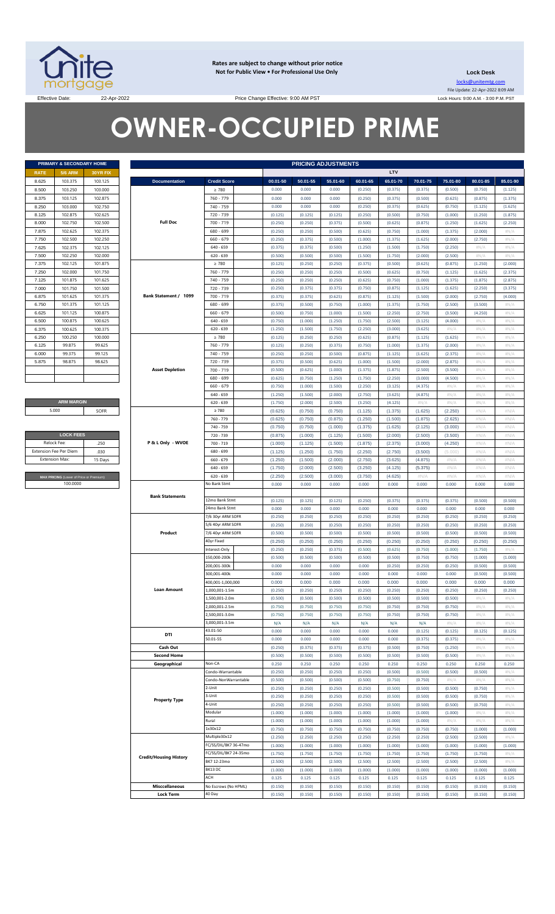**Rates are subject to change without prior notice**
**Not for Public View • For Professional Use Only**

**Lock Desk**
locks@unitemtg.com
File Update: 22-Apr-2022 8:09 AM
Lock Hours: 9:00 A.M. - 3:00 P.M. PST

Effective Date: 22-Apr-2022

Price Change Effective: 9:00 AM PST

# OWNER-OCCUPIED PRIME

| PRIMARY & SECONDARY HOME | | |
|---|---|---|
| RATE | 5/6 ARM | 30YR FIX |
| 8.625 | 103.375 | 103.125 |
| 8.500 | 103.250 | 103.000 |
| 8.375 | 103.125 | 102.875 |
| 8.250 | 103.000 | 102.750 |
| 8.125 | 102.875 | 102.625 |
| 8.000 | 102.750 | 102.500 |
| 7.875 | 102.625 | 102.375 |
| 7.750 | 102.500 | 102.250 |
| 7.625 | 102.375 | 102.125 |
| 7.500 | 102.250 | 102.000 |
| 7.375 | 102.125 | 101.875 |
| 7.250 | 102.000 | 101.750 |
| 7.125 | 101.875 | 101.625 |
| 7.000 | 101.750 | 101.500 |
| 6.875 | 101.625 | 101.375 |
| 6.750 | 101.375 | 101.125 |
| 6.625 | 101.125 | 100.875 |
| 6.500 | 100.875 | 100.625 |
| 6.375 | 100.625 | 100.375 |
| 6.250 | 100.250 | 100.000 |
| 6.125 | 99.875 | 99.625 |
| 6.000 | 99.375 | 99.125 |
| 5.875 | 98.875 | 98.625 |

| ARM MARGIN | |
|---|---|
| 5.000 | SOFR |

| LOCK FEES | |
|---|---|
| Relock Fee: | .250 |
| Extension Fee Per Diem | .030 |
| Extension Max: | 15 Days |

| MAX PRICING (Lower of Price or Premium) |
|---|
| 100.0000 |

| PRICING ADJUSTMENTS | | | | | | | | | | |
|---|---|---|---|---|---|---|---|---|---|---|
| | | LTV | | | | | | | | |
| Documentation | Credit Score | 00.01-50 | 50.01-55 | 55.01-60 | 60.01-65 | 65.01-70 | 70.01-75 | 75.01-80 | 80.01-85 | 85.01-90 |
| Full Doc | ≥ 780 | 0.000 | 0.000 | 0.000 | (0.250) | (0.375) | (0.375) | (0.500) | (0.750) | (1.125) |
| | 760 - 779 | 0.000 | 0.000 | 0.000 | (0.250) | (0.375) | (0.500) | (0.625) | (0.875) | (1.375) |
| | 740 - 759 | 0.000 | 0.000 | 0.000 | (0.250) | (0.375) | (0.625) | (0.750) | (1.125) | (1.625) |
| | 720 - 739 | (0.125) | (0.125) | (0.125) | (0.250) | (0.500) | (0.750) | (1.000) | (1.250) | (1.875) |
| | 700 - 719 | (0.250) | (0.250) | (0.375) | (0.500) | (0.625) | (0.875) | (1.250) | (1.625) | (2.250) |
| | 680 - 699 | (0.250) | (0.250) | (0.500) | (0.625) | (0.750) | (1.000) | (1.375) | (2.000) | #N/A |
| | 660 - 679 | (0.250) | (0.375) | (0.500) | (1.000) | (1.375) | (1.625) | (2.000) | (2.750) | #N/A |
| | 640 - 659 | (0.375) | (0.375) | (0.500) | (1.250) | (1.500) | (1.750) | (2.250) | #N/A | #N/A |
| | 620 - 639 | (0.500) | (0.500) | (0.500) | (1.500) | (1.750) | (2.000) | (2.500) | #N/A | #N/A |
| Bank Statement / 1099 | ≥ 780 | (0.125) | (0.250) | (0.250) | (0.375) | (0.500) | (0.625) | (0.875) | (1.250) | (2.000) |
| | 760 - 779 | (0.250) | (0.250) | (0.250) | (0.500) | (0.625) | (0.750) | (1.125) | (1.625) | (2.375) |
| | 740 - 759 | (0.250) | (0.250) | (0.250) | (0.625) | (0.750) | (1.000) | (1.375) | (1.875) | (2.875) |
| | 720 - 739 | (0.250) | (0.375) | (0.375) | (0.750) | (0.875) | (1.125) | (1.625) | (2.250) | (3.375) |
| | 700 - 719 | (0.375) | (0.375) | (0.625) | (0.875) | (1.125) | (1.500) | (2.000) | (2.750) | (4.000) |
| | 680 - 699 | (0.375) | (0.500) | (0.750) | (1.000) | (1.375) | (1.750) | (2.500) | (3.500) | #N/A |
| | 660 - 679 | (0.500) | (0.750) | (1.000) | (1.500) | (2.250) | (2.750) | (3.500) | (4.250) | #N/A |
| | 640 - 659 | (0.750) | (1.000) | (1.250) | (1.750) | (2.500) | (3.125) | (4.000) | #N/A | #N/A |
| | 620 - 639 | (1.250) | (1.500) | (1.750) | (2.250) | (3.000) | (3.625) | #N/A | #N/A | #N/A |
| Asset Depletion | ≥ 780 | (0.125) | (0.250) | (0.250) | (0.625) | (0.875) | (1.125) | (1.625) | #N/A | #N/A |
| | 760 - 779 | (0.125) | (0.250) | (0.375) | (0.750) | (1.000) | (1.375) | (2.000) | #N/A | #N/A |
| | 740 - 759 | (0.250) | (0.250) | (0.500) | (0.875) | (1.125) | (1.625) | (2.375) | #N/A | #N/A |
| | 720 - 739 | (0.375) | (0.500) | (0.625) | (1.000) | (1.500) | (2.000) | (2.875) | #N/A | #N/A |
| | 700 - 719 | (0.500) | (0.625) | (1.000) | (1.375) | (1.875) | (2.500) | (3.500) | #N/A | #N/A |
| | 680 - 699 | (0.625) | (0.750) | (1.250) | (1.750) | (2.250) | (3.000) | (4.500) | #N/A | #N/A |
| | 660 - 679 | (0.750) | (1.000) | (1.500) | (2.250) | (3.125) | (4.375) | #N/A | #N/A | #N/A |
| | 640 - 659 | (1.250) | (1.500) | (2.000) | (2.750) | (3.625) | (4.875) | #N/A | #N/A | #N/A |
| | 620 - 639 | (1.750) | (2.000) | (2.500) | (3.250) | (4.125) | #N/A | #N/A | #N/A | #N/A |
| P & L Only - WVOE | ≥ 780 | (0.625) | (0.750) | (0.750) | (1.125) | (1.375) | (1.625) | (2.250) | #N/A | #N/A |
| | 760 - 779 | (0.625) | (0.750) | (0.875) | (1.250) | (1.500) | (1.875) | (2.625) | #N/A | #N/A |
| | 740 - 759 | (0.750) | (0.750) | (1.000) | (1.375) | (1.625) | (2.125) | (3.000) | #N/A | #N/A |
| | 720 - 739 | (0.875) | (1.000) | (1.125) | (1.500) | (2.000) | (2.500) | (3.500) | #N/A | #N/A |
| | 700 - 719 | (1.000) | (1.125) | (1.500) | (1.875) | (2.375) | (3.000) | (4.250) | #N/A | #N/A |
| | 680 - 699 | (1.125) | (1.250) | (1.750) | (2.250) | (2.750) | (3.500) | (5.000) | #N/A | #N/A |
| | 660 - 679 | (1.250) | (1.500) | (2.000) | (2.750) | (3.625) | (4.875) | #N/A | #N/A | #N/A |
| | 640 - 659 | (1.750) | (2.000) | (2.500) | (3.250) | (4.125) | (5.375) | #N/A | #N/A | #N/A |
| | 620 - 639 | (2.250) | (2.500) | (3.000) | (3.750) | (4.625) | #N/A | #N/A | #N/A | #N/A |
| Bank Statements | No Bank Stmt | 0.000 | 0.000 | 0.000 | 0.000 | 0.000 | 0.000 | 0.000 | 0.000 | 0.000 |
| | 12mo Bank Stmt | (0.125) | (0.125) | (0.125) | (0.250) | (0.375) | (0.375) | (0.375) | (0.500) | (0.500) |
| | 24mo Bank Stmt | 0.000 | 0.000 | 0.000 | 0.000 | 0.000 | 0.000 | 0.000 | 0.000 | 0.000 |
| Product | 7/6 30yr ARM SOFR | (0.250) | (0.250) | (0.250) | (0.250) | (0.250) | (0.250) | (0.250) | (0.250) | (0.250) |
| | 5/6 40yr ARM SOFR | (0.250) | (0.250) | (0.250) | (0.250) | (0.250) | (0.250) | (0.250) | (0.250) | (0.250) |
| | 7/6 40yr ARM SOFR | (0.500) | (0.500) | (0.500) | (0.500) | (0.500) | (0.500) | (0.500) | (0.500) | (0.500) |
| | 40yr Fixed | (0.250) | (0.250) | (0.250) | (0.250) | (0.250) | (0.250) | (0.250) | (0.250) | (0.250) |
| | Interest-Only | (0.250) | (0.250) | (0.375) | (0.500) | (0.625) | (0.750) | (1.000) | (1.750) | #N/A |
| Loan Amount | 150,000-200k | (0.500) | (0.500) | (0.500) | (0.500) | (0.500) | (0.750) | (0.750) | (1.000) | (1.000) |
| | 200,001-300k | 0.000 | 0.000 | 0.000 | 0.000 | (0.250) | (0.250) | (0.250) | (0.500) | (0.500) |
| | 300,001-400k | 0.000 | 0.000 | 0.000 | 0.000 | 0.000 | 0.000 | 0.000 | (0.500) | (0.500) |
| | 400,001-1,000,000 | 0.000 | 0.000 | 0.000 | 0.000 | 0.000 | 0.000 | 0.000 | 0.000 | 0.000 |
| | 1,000,001-1.5m | (0.250) | (0.250) | (0.250) | (0.250) | (0.250) | (0.250) | (0.250) | (0.250) | (0.250) |
| | 1,500,001-2.0m | (0.500) | (0.500) | (0.500) | (0.500) | (0.500) | (0.500) | (0.500) | #N/A | #N/A |
| | 2,000,001-2.5m | (0.750) | (0.750) | (0.750) | (0.750) | (0.750) | (0.750) | (0.750) | #N/A | #N/A |
| | 2,500,001-3.0m | (0.750) | (0.750) | (0.750) | (0.750) | (0.750) | (0.750) | (0.750) | #N/A | #N/A |
| | 3,000,001-3.5m | N/A | N/A | N/A | N/A | N/A | N/A | #N/A | #N/A | #N/A |
| DTI | 43.01-50 | 0.000 | 0.000 | 0.000 | 0.000 | 0.000 | (0.125) | (0.125) | (0.125) | (0.125) |
| | 50.01-55 | 0.000 | 0.000 | 0.000 | 0.000 | 0.000 | (0.375) | (0.375) | #N/A | #N/A |
| Cash Out | | (0.250) | (0.375) | (0.375) | (0.375) | (0.500) | (0.750) | (1.250) | #N/A | #N/A |
| Second Home | | (0.500) | (0.500) | (0.500) | (0.500) | (0.500) | (0.500) | (0.500) | #N/A | #N/A |
| Geographical | Non-CA | 0.250 | 0.250 | 0.250 | 0.250 | 0.250 | 0.250 | 0.250 | 0.250 | 0.250 |
| Property Type | Condo-Warrantable | (0.250) | (0.250) | (0.250) | (0.250) | (0.500) | (0.500) | (0.500) | (0.500) | #N/A |
| | Condo-NonWarrantable | (0.500) | (0.500) | (0.500) | (0.500) | (0.750) | (0.750) | #N/A | #N/A | #N/A |
| | 2-Unit | (0.250) | (0.250) | (0.250) | (0.250) | (0.500) | (0.500) | (0.500) | (0.750) | #N/A |
| | 3-Unit | (0.250) | (0.250) | (0.250) | (0.250) | (0.500) | (0.500) | (0.500) | (0.750) | #N/A |
| | 4-Unit | (0.250) | (0.250) | (0.250) | (0.250) | (0.500) | (0.500) | (0.500) | (0.750) | #N/A |
| | Modular | (1.000) | (1.000) | (1.000) | (1.000) | (1.000) | (1.000) | (1.000) | #N/A | #N/A |
| | Rural | (1.000) | (1.000) | (1.000) | (1.000) | (1.000) | (1.000) | #N/A | #N/A | #N/A |
| Credit/Housing History | 1x30x12 | (0.750) | (0.750) | (0.750) | (0.750) | (0.750) | (0.750) | (0.750) | (1.000) | (1.000) |
| | Multiple30x12 | (2.250) | (2.250) | (2.250) | (2.250) | (2.250) | (2.250) | (2.500) | (2.500) | #N/A |
| | FC/SS/DIL/BK7 36-47mo | (1.000) | (1.000) | (1.000) | (1.000) | (1.000) | (1.000) | (1.000) | (1.000) | (1.000) |
| | FC/SS/DIL/BK7 24-35mo | (1.750) | (1.750) | (1.750) | (1.750) | (1.750) | (1.750) | (1.750) | (1.750) | #N/A |
| | BK7 12-23mo | (2.500) | (2.500) | (2.500) | (2.500) | (2.500) | (2.500) | (2.500) | (2.500) | #N/A |
| | BK13 DC | (1.000) | (1.000) | (1.000) | (1.000) | (1.000) | (1.000) | (1.000) | (1.000) | (1.000) |
| | ACH | 0.125 | 0.125 | 0.125 | 0.125 | 0.125 | 0.125 | 0.125 | 0.125 | 0.125 |
| Misccellaneous | No Escrows (No HPML) | (0.150) | (0.150) | (0.150) | (0.150) | (0.150) | (0.150) | (0.150) | (0.150) | (0.150) |
| Lock Term | 40 Day | (0.150) | (0.150) | (0.150) | (0.150) | (0.150) | (0.150) | (0.150) | (0.150) | (0.150) |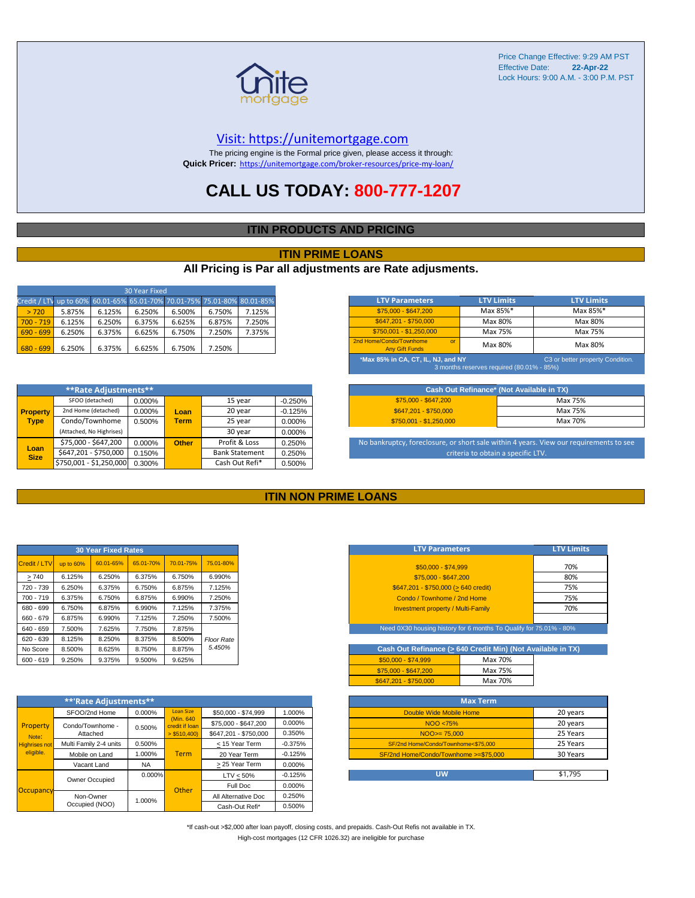Price Change Effective: 9:29 AM PST
Effective Date: **22-Apr-22**
Lock Hours: 9:00 A.M. - 3:00 P.M. PST

Visit: https://unitemortgage.com

The pricing engine is the Formal price given, please access it through:
**Quick Pricer:** https://unitemortgage.com/broker-resources/price-my-loan/

# CALL US TODAY: 800-777-1207

## ITIN PRODUCTS AND PRICING

## ITIN PRIME LOANS

### All Pricing is Par all adjustments are Rate adjusments.

| 30 Year Fixed | | | | | | |
|---|---|---|---|---|---|---|
| Credit / LTV | up to 60% | 60.01-65% | 65.01-70% | 70.01-75% | 75.01-80% | 80.01-85% |
| > 720 | 5.875% | 6.125% | 6.250% | 6.500% | 6.750% | 7.125% |
| 700 - 719 | 6.125% | 6.250% | 6.375% | 6.625% | 6.875% | 7.250% |
| 690 - 699 | 6.250% | 6.375% | 6.625% | 6.750% | 7.250% | 7.375% |
| 680 - 699 | 6.250% | 6.375% | 6.625% | 6.750% | 7.250% | |

| LTV Parameters | LTV Limits | LTV Limits |
|---|---|---|
| $75,000 - $647,200 | Max 85%* | Max 85%* |
| $647,201 - $750,000 | Max 80% | Max 80% |
| $750,001 - $1,250,000 | Max 75% | Max 75% |
| 2nd Home/Condo/Townhome or Any Gift Funds | Max 80% | Max 80% |

*Max 85% in CA, CT, IL, NJ, and NY — C3 or better property Condition. 3 months reserves required (80.01% - 85%)

| **Rate Adjustments** | | | | | |
|---|---|---|---|---|---|
| Property Type | SFOO (detached) | 0.000% | Loan Term | 15 year | -0.250% |
| | 2nd Home (detached) | 0.000% | | 20 year | -0.125% |
| | Condo/Townhome | 0.500% | | 25 year | 0.000% |
| | (Attached, No Highrises) | | | 30 year | 0.000% |
| Loan Size | $75,000 - $647,200 | 0.000% | Other | Profit & Loss | 0.250% |
| | $647,201 - $750,000 | 0.150% | | Bank Statement | 0.250% |
| | $750,001 - $1,250,000 | 0.300% | | Cash Out Refi* | 0.500% |

| Cash Out Refinance* (Not Available in TX) | |
|---|---|
| $75,000 - $647,200 | Max 75% |
| $647,201 - $750,000 | Max 75% |
| $750,001 - $1,250,000 | Max 70% |

No bankruptcy, foreclosure, or short sale within 4 years. View our requirements to see criteria to obtain a specific LTV.

## ITIN NON PRIME LOANS

| 30 Year Fixed Rates | | | | | |
|---|---|---|---|---|---|
| Credit / LTV | up to 60% | 60.01-65% | 65.01-70% | 70.01-75% | 75.01-80% |
| ≥ 740 | 6.125% | 6.250% | 6.375% | 6.750% | 6.990% |
| 720 - 739 | 6.250% | 6.375% | 6.750% | 6.875% | 7.125% |
| 700 - 719 | 6.375% | 6.750% | 6.875% | 6.990% | 7.250% |
| 680 - 699 | 6.750% | 6.875% | 6.990% | 7.125% | 7.375% |
| 660 - 679 | 6.875% | 6.990% | 7.125% | 7.250% | 7.500% |
| 640 - 659 | 7.500% | 7.625% | 7.750% | 7.875% | |
| 620 - 639 | 8.125% | 8.250% | 8.375% | 8.500% | *Floor Rate 5.450%* |
| No Score | 8.500% | 8.625% | 8.750% | 8.875% | |
| 600 - 619 | 9.250% | 9.375% | 9.500% | 9.625% | |

| LTV Parameters | LTV Limits |
|---|---|
| $50,000 - $74,999 | 70% |
| $75,000 - $647,200 | 80% |
| $647,201 - $750,000 (≥ 640 credit) | 75% |
| Condo / Townhome / 2nd Home | 75% |
| Investment property / Multi-Family | 70% |

Need 0X30 housing history for 6 months To Qualify for 75.01% - 80%

| Cash Out Refinance (≥ 640 Credit Min) (Not Available in TX) | |
|---|---|
| $50,000 - $74,999 | Max 70% |
| $75,000 - $647,200 | Max 75% |
| $647,201 - $750,000 | Max 70% |

| **Rate Adjustments** | | | | | |
|---|---|---|---|---|---|
| Property (Note: Highrises not eligible.) | SFOO/2nd Home | 0.000% | Loan Size (Min. 640 credit if loan > $510,400) | $50,000 - $74,999 | 1.000% |
| | Condo/Townhome - Attached | 0.500% | | $75,000 - $647,200 | 0.000% |
| | | | | $647,201 - $750,000 | 0.350% |
| | Multi Family 2-4 units | 0.500% | Term | ≤ 15 Year Term | -0.375% |
| | Mobile on Land | 1.000% | | 20 Year Term | -0.125% |
| | Vacant Land | NA | | ≥ 25 Year Term | 0.000% |
| Occupancy | Owner Occupied | 0.000% | Other | LTV ≤ 50% | -0.125% |
| | | | | Full Doc | 0.000% |
| | Non-Owner Occupied (NOO) | 1.000% | | All Alternative Doc | 0.250% |
| | | | | Cash-Out Refi* | 0.500% |

| Max Term | |
|---|---|
| Double Wide Mobile Home | 20 years |
| NOO <75% | 20 years |
| NOO>= 75,000 | 25 Years |
| SF/2nd Home/Condo/Townhome<$75,000 | 25 Years |
| SF/2nd Home/Condo/Townhome >=$75,000 | 30 Years |

| UW | $1,795 |
|---|---|

*If cash-out >$2,000 after loan payoff, closing costs, and prepaids. Cash-Out Refis not available in TX.

High-cost mortgages (12 CFR 1026.32) are ineligible for purchase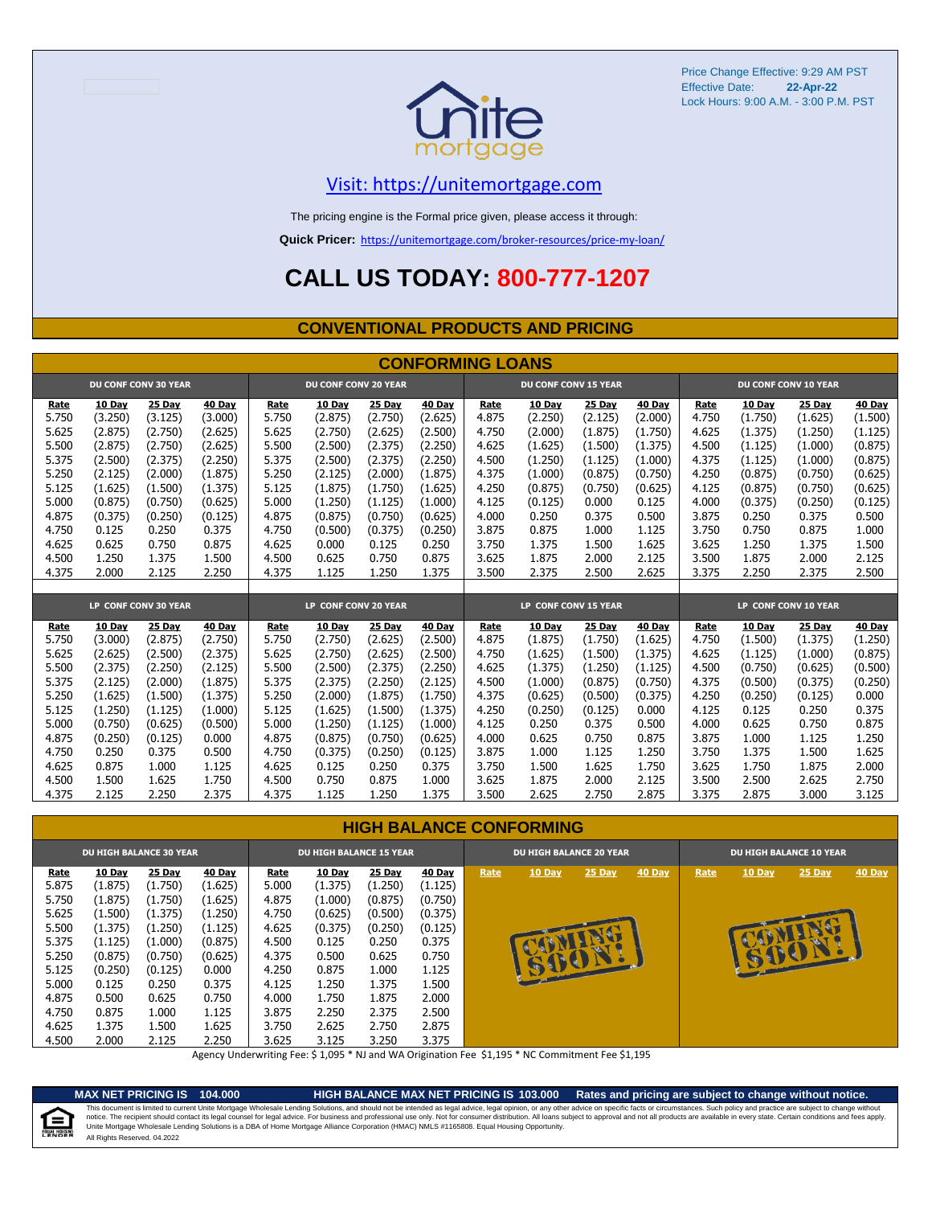Price Change Effective: 9:29 AM PST
Effective Date: **22-Apr-22**
Lock Hours: 9:00 A.M. - 3:00 P.M. PST

unite mortgage

Visit: https://unitemortgage.com

The pricing engine is the Formal price given, please access it through:

**Quick Pricer:** https://unitemortgage.com/broker-resources/price-my-loan/

# CALL US TODAY: 800-777-1207

## CONVENTIONAL PRODUCTS AND PRICING

### CONFORMING LOANS

| DU CONF CONV 30 YEAR | | | | DU CONF CONV 20 YEAR | | | | DU CONF CONV 15 YEAR | | | | DU CONF CONV 10 YEAR | | | |
|---|---|---|---|---|---|---|---|---|---|---|---|---|---|---|---|
| Rate | 10 Day | 25 Day | 40 Day | Rate | 10 Day | 25 Day | 40 Day | Rate | 10 Day | 25 Day | 40 Day | Rate | 10 Day | 25 Day | 40 Day |
| 5.750 | (3.250) | (3.125) | (3.000) | 5.750 | (2.875) | (2.750) | (2.625) | 4.875 | (2.250) | (2.125) | (2.000) | 4.750 | (1.750) | (1.625) | (1.500) |
| 5.625 | (2.875) | (2.750) | (2.625) | 5.625 | (2.750) | (2.625) | (2.500) | 4.750 | (2.000) | (1.875) | (1.750) | 4.625 | (1.375) | (1.250) | (1.125) |
| 5.500 | (2.875) | (2.750) | (2.625) | 5.500 | (2.500) | (2.375) | (2.250) | 4.625 | (1.625) | (1.500) | (1.375) | 4.500 | (1.125) | (1.000) | (0.875) |
| 5.375 | (2.500) | (2.375) | (2.250) | 5.375 | (2.500) | (2.375) | (2.250) | 4.500 | (1.250) | (1.125) | (1.000) | 4.375 | (1.125) | (1.000) | (0.875) |
| 5.250 | (2.125) | (2.000) | (1.875) | 5.250 | (2.125) | (2.000) | (1.875) | 4.375 | (1.000) | (0.875) | (0.750) | 4.250 | (0.875) | (0.750) | (0.625) |
| 5.125 | (1.625) | (1.500) | (1.375) | 5.125 | (1.875) | (1.750) | (1.625) | 4.250 | (0.875) | (0.750) | (0.625) | 4.125 | (0.875) | (0.750) | (0.625) |
| 5.000 | (0.875) | (0.750) | (0.625) | 5.000 | (1.250) | (1.125) | (1.000) | 4.125 | (0.125) | 0.000 | 0.125 | 4.000 | (0.375) | (0.250) | (0.125) |
| 4.875 | (0.375) | (0.250) | (0.125) | 4.875 | (0.875) | (0.750) | (0.625) | 4.000 | 0.250 | 0.375 | 0.500 | 3.875 | 0.250 | 0.375 | 0.500 |
| 4.750 | 0.125 | 0.250 | 0.375 | 4.750 | (0.500) | (0.375) | (0.250) | 3.875 | 0.875 | 1.000 | 1.125 | 3.750 | 0.750 | 0.875 | 1.000 |
| 4.625 | 0.625 | 0.750 | 0.875 | 4.625 | 0.000 | 0.125 | 0.250 | 3.750 | 1.375 | 1.500 | 1.625 | 3.625 | 1.250 | 1.375 | 1.500 |
| 4.500 | 1.250 | 1.375 | 1.500 | 4.500 | 0.625 | 0.750 | 0.875 | 3.625 | 1.875 | 2.000 | 2.125 | 3.500 | 1.875 | 2.000 | 2.125 |
| 4.375 | 2.000 | 2.125 | 2.250 | 4.375 | 1.125 | 1.250 | 1.375 | 3.500 | 2.375 | 2.500 | 2.625 | 3.375 | 2.250 | 2.375 | 2.500 |

| LP CONF CONV 30 YEAR | | | | LP CONF CONV 20 YEAR | | | | LP CONF CONV 15 YEAR | | | | LP CONF CONV 10 YEAR | | | |
|---|---|---|---|---|---|---|---|---|---|---|---|---|---|---|---|
| Rate | 10 Day | 25 Day | 40 Day | Rate | 10 Day | 25 Day | 40 Day | Rate | 10 Day | 25 Day | 40 Day | Rate | 10 Day | 25 Day | 40 Day |
| 5.750 | (3.000) | (2.875) | (2.750) | 5.750 | (2.750) | (2.625) | (2.500) | 4.875 | (1.875) | (1.750) | (1.625) | 4.750 | (1.500) | (1.375) | (1.250) |
| 5.625 | (2.625) | (2.500) | (2.375) | 5.625 | (2.750) | (2.625) | (2.500) | 4.750 | (1.625) | (1.500) | (1.375) | 4.625 | (1.125) | (1.000) | (0.875) |
| 5.500 | (2.375) | (2.250) | (2.125) | 5.500 | (2.500) | (2.375) | (2.250) | 4.625 | (1.375) | (1.250) | (1.125) | 4.500 | (0.750) | (0.625) | (0.500) |
| 5.375 | (2.125) | (2.000) | (1.875) | 5.375 | (2.375) | (2.250) | (2.125) | 4.500 | (1.000) | (0.875) | (0.750) | 4.375 | (0.500) | (0.375) | (0.250) |
| 5.250 | (1.625) | (1.500) | (1.375) | 5.250 | (2.000) | (1.875) | (1.750) | 4.375 | (0.625) | (0.500) | (0.375) | 4.250 | (0.250) | (0.125) | 0.000 |
| 5.125 | (1.250) | (1.125) | (1.000) | 5.125 | (1.625) | (1.500) | (1.375) | 4.250 | (0.250) | (0.125) | 0.000 | 4.125 | 0.125 | 0.250 | 0.375 |
| 5.000 | (0.750) | (0.625) | (0.500) | 5.000 | (1.250) | (1.125) | (1.000) | 4.125 | 0.250 | 0.375 | 0.500 | 4.000 | 0.625 | 0.750 | 0.875 |
| 4.875 | (0.250) | (0.125) | 0.000 | 4.875 | (0.875) | (0.750) | (0.625) | 4.000 | 0.625 | 0.750 | 0.875 | 3.875 | 1.000 | 1.125 | 1.250 |
| 4.750 | 0.250 | 0.375 | 0.500 | 4.750 | (0.375) | (0.250) | (0.125) | 3.875 | 1.000 | 1.125 | 1.250 | 3.750 | 1.375 | 1.500 | 1.625 |
| 4.625 | 0.875 | 1.000 | 1.125 | 4.625 | 0.125 | 0.250 | 0.375 | 3.750 | 1.500 | 1.625 | 1.750 | 3.625 | 1.750 | 1.875 | 2.000 |
| 4.500 | 1.500 | 1.625 | 1.750 | 4.500 | 0.750 | 0.875 | 1.000 | 3.625 | 1.875 | 2.000 | 2.125 | 3.500 | 2.500 | 2.625 | 2.750 |
| 4.375 | 2.125 | 2.250 | 2.375 | 4.375 | 1.125 | 1.250 | 1.375 | 3.500 | 2.625 | 2.750 | 2.875 | 3.375 | 2.875 | 3.000 | 3.125 |

### HIGH BALANCE CONFORMING

| DU HIGH BALANCE 30 YEAR | | | | DU HIGH BALANCE 15 YEAR | | | | DU HIGH BALANCE 20 YEAR | | | | DU HIGH BALANCE 10 YEAR | | | |
|---|---|---|---|---|---|---|---|---|---|---|---|---|---|---|---|
| Rate | 10 Day | 25 Day | 40 Day | Rate | 10 Day | 25 Day | 40 Day | Rate | 10 Day | 25 Day | 40 Day | Rate | 10 Day | 25 Day | 40 Day |
| 5.875 | (1.875) | (1.750) | (1.625) | 5.000 | (1.375) | (1.250) | (1.125) | COMING SOON! | | | | COMING SOON! | | | |
| 5.750 | (1.875) | (1.750) | (1.625) | 4.875 | (1.000) | (0.875) | (0.750) | | | | | | | | |
| 5.625 | (1.500) | (1.375) | (1.250) | 4.750 | (0.625) | (0.500) | (0.375) | | | | | | | | |
| 5.500 | (1.375) | (1.250) | (1.125) | 4.625 | (0.375) | (0.250) | (0.125) | | | | | | | | |
| 5.375 | (1.125) | (1.000) | (0.875) | 4.500 | 0.125 | 0.250 | 0.375 | | | | | | | | |
| 5.250 | (0.875) | (0.750) | (0.625) | 4.375 | 0.500 | 0.625 | 0.750 | | | | | | | | |
| 5.125 | (0.250) | (0.125) | 0.000 | 4.250 | 0.875 | 1.000 | 1.125 | | | | | | | | |
| 5.000 | 0.125 | 0.250 | 0.375 | 4.125 | 1.250 | 1.375 | 1.500 | | | | | | | | |
| 4.875 | 0.500 | 0.625 | 0.750 | 4.000 | 1.750 | 1.875 | 2.000 | | | | | | | | |
| 4.750 | 0.875 | 1.000 | 1.125 | 3.875 | 2.250 | 2.375 | 2.500 | | | | | | | | |
| 4.625 | 1.375 | 1.500 | 1.625 | 3.750 | 2.625 | 2.750 | 2.875 | | | | | | | | |
| 4.500 | 2.000 | 2.125 | 2.250 | 3.625 | 3.125 | 3.250 | 3.375 | | | | | | | | |

Agency Underwriting Fee: $ 1,095 * NJ and WA Origination Fee $1,195 * NC Commitment Fee $1,195

**MAX NET PRICING IS 104.000** **HIGH BALANCE MAX NET PRICING IS 103.000** **Rates and pricing are subject to change without notice.**

This document is limited to current Unite Mortgage Wholesale Lending Solutions, and should not be intended as legal advice, legal opinion, or any other advice on specific facts or circumstances. Such policy and practice are subject to change without notice. The recipient should contact its legal counsel for legal advice. For business and professional use only. Not for consumer distribution. All loans subject to approval and not all products are available in every state. Certain conditions and fees apply. Unite Mortgage Wholesale Lending Solutions is a DBA of Home Mortgage Alliance Corporation (HMAC) NMLS #1165808. Equal Housing Opportunity.
All Rights Reserved. 04.2022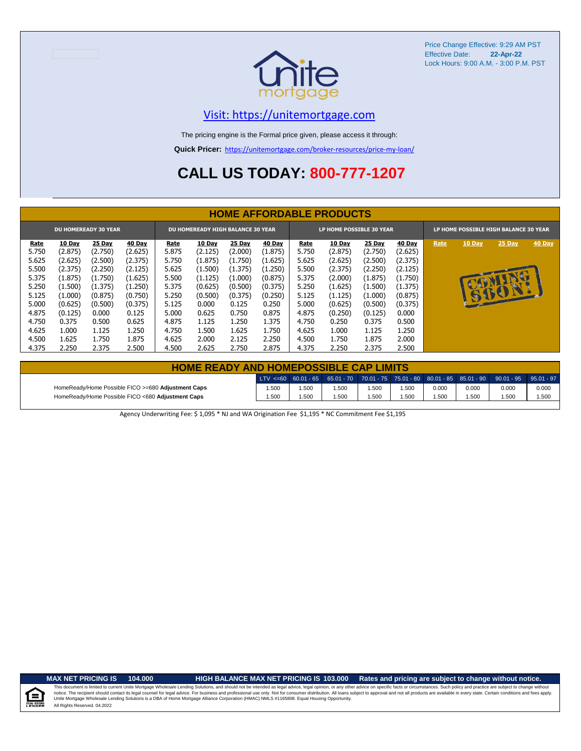Price Change Effective: 9:29 AM PST
Effective Date: **22-Apr-22**
Lock Hours: 9:00 A.M. - 3:00 P.M. PST

Visit: https://unitemortgage.com

The pricing engine is the Formal price given, please access it through:

**Quick Pricer:** https://unitemortgage.com/broker-resources/price-my-loan/

# CALL US TODAY: 800-777-1207

## HOME AFFORDABLE PRODUCTS

| DU HOMEREADY 30 YEAR | | | | DU HOMEREADY HIGH BALANCE 30 YEAR | | | | LP HOME POSSIBLE 30 YEAR | | | | LP HOME POSSIBLE HIGH BALANCE 30 YEAR | | | |
|---|---|---|---|---|---|---|---|---|---|---|---|---|---|---|---|
| Rate | 10 Day | 25 Day | 40 Day | Rate | 10 Day | 25 Day | 40 Day | Rate | 10 Day | 25 Day | 40 Day | Rate | 10 Day | 25 Day | 40 Day |
| 5.750 | (2.875) | (2.750) | (2.625) | 5.875 | (2.125) | (2.000) | (1.875) | 5.750 | (2.875) | (2.750) | (2.625) | COMING SOON! | | | |
| 5.625 | (2.625) | (2.500) | (2.375) | 5.750 | (1.875) | (1.750) | (1.625) | 5.625 | (2.625) | (2.500) | (2.375) | | | | |
| 5.500 | (2.375) | (2.250) | (2.125) | 5.625 | (1.500) | (1.375) | (1.250) | 5.500 | (2.375) | (2.250) | (2.125) | | | | |
| 5.375 | (1.875) | (1.750) | (1.625) | 5.500 | (1.125) | (1.000) | (0.875) | 5.375 | (2.000) | (1.875) | (1.750) | | | | |
| 5.250 | (1.500) | (1.375) | (1.250) | 5.375 | (0.625) | (0.500) | (0.375) | 5.250 | (1.625) | (1.500) | (1.375) | | | | |
| 5.125 | (1.000) | (0.875) | (0.750) | 5.250 | (0.500) | (0.375) | (0.250) | 5.125 | (1.125) | (1.000) | (0.875) | | | | |
| 5.000 | (0.625) | (0.500) | (0.375) | 5.125 | 0.000 | 0.125 | 0.250 | 5.000 | (0.625) | (0.500) | (0.375) | | | | |
| 4.875 | (0.125) | 0.000 | 0.125 | 5.000 | 0.625 | 0.750 | 0.875 | 4.875 | (0.250) | (0.125) | 0.000 | | | | |
| 4.750 | 0.375 | 0.500 | 0.625 | 4.875 | 1.125 | 1.250 | 1.375 | 4.750 | 0.250 | 0.375 | 0.500 | | | | |
| 4.625 | 1.000 | 1.125 | 1.250 | 4.750 | 1.500 | 1.625 | 1.750 | 4.625 | 1.000 | 1.125 | 1.250 | | | | |
| 4.500 | 1.625 | 1.750 | 1.875 | 4.625 | 2.000 | 2.125 | 2.250 | 4.500 | 1.750 | 1.875 | 2.000 | | | | |
| 4.375 | 2.250 | 2.375 | 2.500 | 4.500 | 2.625 | 2.750 | 2.875 | 4.375 | 2.250 | 2.375 | 2.500 | | | | |

## HOME READY AND HOMEPOSSIBLE CAP LIMITS

| | LTV <=60 | 60.01 - 65 | 65.01 - 70 | 70.01 - 75 | 75.01 - 80 | 80.01 - 85 | 85.01 - 90 | 90.01 - 95 | 95.01 - 97 |
|---|---|---|---|---|---|---|---|---|---|
| HomeReady/Home Possible FICO >=680 **Adjustment Caps** | 1.500 | 1.500 | 1.500 | 1.500 | 1.500 | 0.000 | 0.000 | 0.000 | 0.000 |
| HomeReady/Home Possible FICO <680 **Adjustment Caps** | 1.500 | 1.500 | 1.500 | 1.500 | 1.500 | 1.500 | 1.500 | 1.500 | 1.500 |

Agency Underwriting Fee: $ 1,095 * NJ and WA Origination Fee $1,195 * NC Commitment Fee $1,195

**MAX NET PRICING IS 104.000** **HIGH BALANCE MAX NET PRICING IS 103.000** **Rates and pricing are subject to change without notice.**

This document is limited to current Unite Mortgage Wholesale Lending Solutions, and should not be intended as legal advice, legal opinion, or any other advice on specific facts or circumstances. Such policy and practice are subject to change without notice. The recipient should contact its legal counsel for legal advice. For business and professional use only. Not for consumer distribution. All loans subject to approval and not all products are available in every state. Certain conditions and fees apply. Unite Mortgage Wholesale Lending Solutions is a DBA of Home Mortgage Alliance Corporation (HMAC) NMLS #1165808. Equal Housing Opportunity.
All Rights Reserved. 04.2022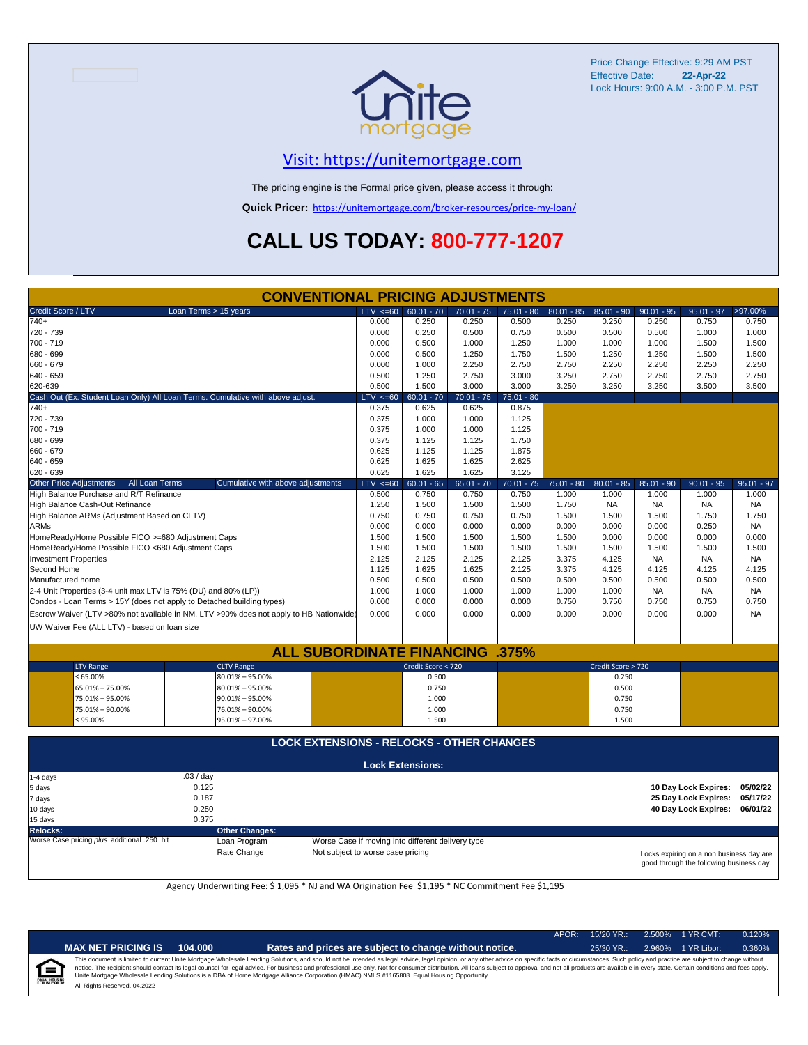Price Change Effective: 9:29 AM PST
Effective Date: **22-Apr-22**
Lock Hours: 9:00 A.M. - 3:00 P.M. PST

[Visit: https://unitemortgage.com](https://unitemortgage.com)

The pricing engine is the Formal price given, please access it through:

**Quick Pricer:** https://unitemortgage.com/broker-resources/price-my-loan/

# CALL US TODAY: 800-777-1207

## CONVENTIONAL PRICING ADJUSTMENTS

| Credit Score / LTV — Loan Terms > 15 years | LTV <=60 | 60.01 - 70 | 70.01 - 75 | 75.01 - 80 | 80.01 - 85 | 85.01 - 90 | 90.01 - 95 | 95.01 - 97 | >97.00% |
|---|---|---|---|---|---|---|---|---|---|
| 740+ | 0.000 | 0.250 | 0.250 | 0.500 | 0.250 | 0.250 | 0.250 | 0.750 | 0.750 |
| 720 - 739 | 0.000 | 0.250 | 0.500 | 0.750 | 0.500 | 0.500 | 0.500 | 1.000 | 1.000 |
| 700 - 719 | 0.000 | 0.500 | 1.000 | 1.250 | 1.000 | 1.000 | 1.000 | 1.500 | 1.500 |
| 680 - 699 | 0.000 | 0.500 | 1.250 | 1.750 | 1.500 | 1.250 | 1.250 | 1.500 | 1.500 |
| 660 - 679 | 0.000 | 1.000 | 2.250 | 2.750 | 2.750 | 2.250 | 2.250 | 2.250 | 2.250 |
| 640 - 659 | 0.500 | 1.250 | 2.750 | 3.000 | 3.250 | 2.750 | 2.750 | 2.750 | 2.750 |
| 620-639 | 0.500 | 1.500 | 3.000 | 3.000 | 3.250 | 3.250 | 3.250 | 3.500 | 3.500 |
| **Cash Out (Ex. Student Loan Only) All Loan Terms. Cumulative with above adjust.** | **LTV <=60** | **60.01 - 70** | **70.01 - 75** | **75.01 - 80** | | | | | |
| 740+ | 0.375 | 0.625 | 0.625 | 0.875 | | | | | |
| 720 - 739 | 0.375 | 1.000 | 1.000 | 1.125 | | | | | |
| 700 - 719 | 0.375 | 1.000 | 1.000 | 1.125 | | | | | |
| 680 - 699 | 0.375 | 1.125 | 1.125 | 1.750 | | | | | |
| 660 - 679 | 0.625 | 1.125 | 1.125 | 1.875 | | | | | |
| 640 - 659 | 0.625 | 1.625 | 1.625 | 2.625 | | | | | |
| 620 - 639 | 0.625 | 1.625 | 1.625 | 3.125 | | | | | |
| **Other Price Adjustments — All Loan Terms — Cumulative with above adjustments** | **LTV <=60** | **60.01 - 65** | **65.01 - 70** | **70.01 - 75** | **75.01 - 80** | **80.01 - 85** | **85.01 - 90** | **90.01 - 95** | **95.01 - 97** |
| High Balance Purchase and R/T Refinance | 0.500 | 0.750 | 0.750 | 0.750 | 1.000 | 1.000 | 1.000 | 1.000 | 1.000 |
| High Balance Cash-Out Refinance | 1.250 | 1.500 | 1.500 | 1.500 | 1.750 | NA | NA | NA | NA |
| High Balance ARMs (Adjustment Based on CLTV) | 0.750 | 0.750 | 0.750 | 0.750 | 1.500 | 1.500 | 1.500 | 1.750 | 1.750 |
| ARMs | 0.000 | 0.000 | 0.000 | 0.000 | 0.000 | 0.000 | 0.000 | 0.250 | NA |
| HomeReady/Home Possible FICO >=680 Adjustment Caps | 1.500 | 1.500 | 1.500 | 1.500 | 1.500 | 0.000 | 0.000 | 0.000 | 0.000 |
| HomeReady/Home Possible FICO <680 Adjustment Caps | 1.500 | 1.500 | 1.500 | 1.500 | 1.500 | 1.500 | 1.500 | 1.500 | 1.500 |
| Investment Properties | 2.125 | 2.125 | 2.125 | 2.125 | 3.375 | 4.125 | NA | NA | NA |
| Second Home | 1.125 | 1.625 | 1.625 | 2.125 | 3.375 | 4.125 | 4.125 | 4.125 | 4.125 |
| Manufactured home | 0.500 | 0.500 | 0.500 | 0.500 | 0.500 | 0.500 | 0.500 | 0.500 | 0.500 |
| 2-4 Unit Properties (3-4 unit max LTV is 75% (DU) and 80% (LP)) | 1.000 | 1.000 | 1.000 | 1.000 | 1.000 | 1.000 | NA | NA | NA |
| Condos - Loan Terms > 15Y (does not apply to Detached building types) | 0.000 | 0.000 | 0.000 | 0.000 | 0.750 | 0.750 | 0.750 | 0.750 | 0.750 |
| Escrow Waiver (LTV >80% not available in NM, LTV >90% does not apply to HB Nationwide) | 0.000 | 0.000 | 0.000 | 0.000 | 0.000 | 0.000 | 0.000 | 0.000 | NA |
| UW Waiver Fee (ALL LTV) - based on loan size | | | | | | | | | |

## ALL SUBORDINATE FINANCING .375%

| LTV Range | CLTV Range | Credit Score < 720 | Credit Score > 720 |
|---|---|---|---|
| ≤ 65.00% | 80.01% – 95.00% | 0.500 | 0.250 |
| 65.01% – 75.00% | 80.01% – 95.00% | 0.750 | 0.500 |
| 75.01% – 95.00% | 90.01% – 95.00% | 1.000 | 0.750 |
| 75.01% – 90.00% | 76.01% – 90.00% | 1.000 | 0.750 |
| ≤ 95.00% | 95.01% – 97.00% | 1.500 | 1.500 |

## LOCK EXTENSIONS - RELOCKS - OTHER CHANGES

### Lock Extensions:

| Days | Cost |
|---|---|
| 1-4 days | .03 / day |
| 5 days | 0.125 |
| 7 days | 0.187 |
| 10 days | 0.250 |
| 15 days | 0.375 |

| Lock | Expires |
|---|---|
| 10 Day Lock Expires: | 05/02/22 |
| 25 Day Lock Expires: | 05/17/22 |
| 40 Day Lock Expires: | 06/01/22 |

**Relocks:**

Worse Case pricing *plus* additional .250 hit

**Other Changes:**

| | |
|---|---|
| Loan Program | Worse Case if moving into different delivery type |
| Rate Change | Not subject to worse case pricing |

Locks expiring on a non business day are good through the following business day.

Agency Underwriting Fee: $ 1,095 * NJ and WA Origination Fee $1,195 * NC Commitment Fee $1,195

| APOR: | 15/20 YR.: | 2.500% | 1 YR CMT: | 0.120% |
|---|---|---|---|---|
| | 25/30 YR.: | 2.960% | 1 YR Libor: | 0.360% |

**MAX NET PRICING IS 104.000** — **Rates and prices are subject to change without notice.**

This document is limited to current Unite Mortgage Wholesale Lending Solutions, and should not be intended as legal advice, legal opinion, or any other advice on specific facts or circumstances. Such policy and practice are subject to change without notice. The recipient should contact its legal counsel for legal advice. For business and professional use only. Not for consumer distribution. All loans subject to approval and not all products are available in every state. Certain conditions and fees apply. Unite Mortgage Wholesale Lending Solutions is a DBA of Home Mortgage Alliance Corporation (HMAC) NMLS #1165808. Equal Housing Opportunity.

All Rights Reserved. 04.2022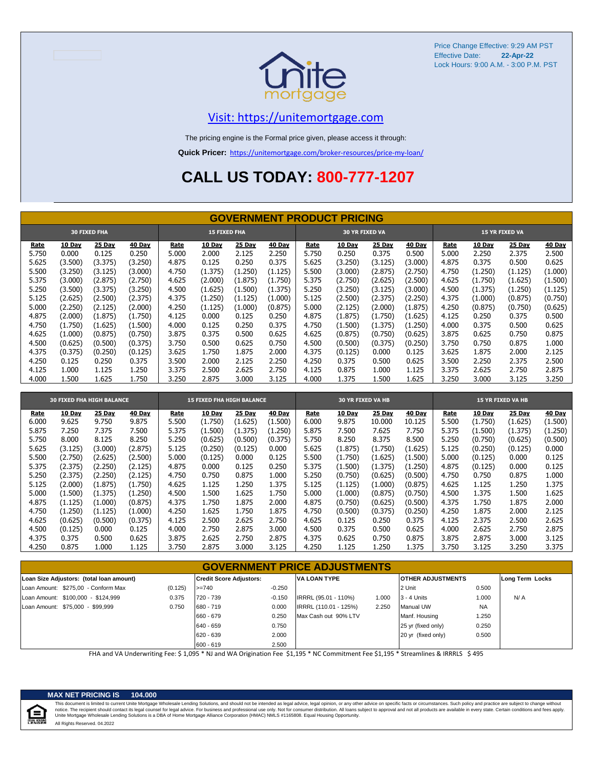Price Change Effective: 9:29 AM PST
Effective Date: **22-Apr-22**
Lock Hours: 9:00 A.M. - 3:00 P.M. PST

Visit: https://unitemortgage.com

The pricing engine is the Formal price given, please access it through:

**Quick Pricer:** https://unitemortgage.com/broker-resources/price-my-loan/

# CALL US TODAY: 800-777-1207

## GOVERNMENT PRODUCT PRICING

| 30 FIXED FHA | | | | 15 FIXED FHA | | | | 30 YR FIXED VA | | | | 15 YR FIXED VA | | | |
|---|---|---|---|---|---|---|---|---|---|---|---|---|---|---|---|
| Rate | 10 Day | 25 Day | 40 Day | Rate | 10 Day | 25 Day | 40 Day | Rate | 10 Day | 25 Day | 40 Day | Rate | 10 Day | 25 Day | 40 Day |
| 5.750 | 0.000 | 0.125 | 0.250 | 5.000 | 2.000 | 2.125 | 2.250 | 5.750 | 0.250 | 0.375 | 0.500 | 5.000 | 2.250 | 2.375 | 2.500 |
| 5.625 | (3.500) | (3.375) | (3.250) | 4.875 | 0.125 | 0.250 | 0.375 | 5.625 | (3.250) | (3.125) | (3.000) | 4.875 | 0.375 | 0.500 | 0.625 |
| 5.500 | (3.250) | (3.125) | (3.000) | 4.750 | (1.375) | (1.250) | (1.125) | 5.500 | (3.000) | (2.875) | (2.750) | 4.750 | (1.250) | (1.125) | (1.000) |
| 5.375 | (3.000) | (2.875) | (2.750) | 4.625 | (2.000) | (1.875) | (1.750) | 5.375 | (2.750) | (2.625) | (2.500) | 4.625 | (1.750) | (1.625) | (1.500) |
| 5.250 | (3.500) | (3.375) | (3.250) | 4.500 | (1.625) | (1.500) | (1.375) | 5.250 | (3.250) | (3.125) | (3.000) | 4.500 | (1.375) | (1.250) | (1.125) |
| 5.125 | (2.625) | (2.500) | (2.375) | 4.375 | (1.250) | (1.125) | (1.000) | 5.125 | (2.500) | (2.375) | (2.250) | 4.375 | (1.000) | (0.875) | (0.750) |
| 5.000 | (2.250) | (2.125) | (2.000) | 4.250 | (1.125) | (1.000) | (0.875) | 5.000 | (2.125) | (2.000) | (1.875) | 4.250 | (0.875) | (0.750) | (0.625) |
| 4.875 | (2.000) | (1.875) | (1.750) | 4.125 | 0.000 | 0.125 | 0.250 | 4.875 | (1.875) | (1.750) | (1.625) | 4.125 | 0.250 | 0.375 | 0.500 |
| 4.750 | (1.750) | (1.625) | (1.500) | 4.000 | 0.125 | 0.250 | 0.375 | 4.750 | (1.500) | (1.375) | (1.250) | 4.000 | 0.375 | 0.500 | 0.625 |
| 4.625 | (1.000) | (0.875) | (0.750) | 3.875 | 0.375 | 0.500 | 0.625 | 4.625 | (0.875) | (0.750) | (0.625) | 3.875 | 0.625 | 0.750 | 0.875 |
| 4.500 | (0.625) | (0.500) | (0.375) | 3.750 | 0.500 | 0.625 | 0.750 | 4.500 | (0.500) | (0.375) | (0.250) | 3.750 | 0.750 | 0.875 | 1.000 |
| 4.375 | (0.375) | (0.250) | (0.125) | 3.625 | 1.750 | 1.875 | 2.000 | 4.375 | (0.125) | 0.000 | 0.125 | 3.625 | 1.875 | 2.000 | 2.125 |
| 4.250 | 0.125 | 0.250 | 0.375 | 3.500 | 2.000 | 2.125 | 2.250 | 4.250 | 0.375 | 0.500 | 0.625 | 3.500 | 2.250 | 2.375 | 2.500 |
| 4.125 | 1.000 | 1.125 | 1.250 | 3.375 | 2.500 | 2.625 | 2.750 | 4.125 | 0.875 | 1.000 | 1.125 | 3.375 | 2.625 | 2.750 | 2.875 |
| 4.000 | 1.500 | 1.625 | 1.750 | 3.250 | 2.875 | 3.000 | 3.125 | 4.000 | 1.375 | 1.500 | 1.625 | 3.250 | 3.000 | 3.125 | 3.250 |

| 30 FIXED FHA HIGH BALANCE | | | | 15 FIXED FHA HIGH BALANCE | | | | 30 YR FIXED VA HB | | | | 15 YR FIXED VA HB | | | |
|---|---|---|---|---|---|---|---|---|---|---|---|---|---|---|---|
| Rate | 10 Day | 25 Day | 40 Day | Rate | 10 Day | 25 Day | 40 Day | Rate | 10 Day | 25 Day | 40 Day | Rate | 10 Day | 25 Day | 40 Day |
| 6.000 | 9.625 | 9.750 | 9.875 | 5.500 | (1.750) | (1.625) | (1.500) | 6.000 | 9.875 | 10.000 | 10.125 | 5.500 | (1.750) | (1.625) | (1.500) |
| 5.875 | 7.250 | 7.375 | 7.500 | 5.375 | (1.500) | (1.375) | (1.250) | 5.875 | 7.500 | 7.625 | 7.750 | 5.375 | (1.500) | (1.375) | (1.250) |
| 5.750 | 8.000 | 8.125 | 8.250 | 5.250 | (0.625) | (0.500) | (0.375) | 5.750 | 8.250 | 8.375 | 8.500 | 5.250 | (0.750) | (0.625) | (0.500) |
| 5.625 | (3.125) | (3.000) | (2.875) | 5.125 | (0.250) | (0.125) | 0.000 | 5.625 | (1.875) | (1.750) | (1.625) | 5.125 | (0.250) | (0.125) | 0.000 |
| 5.500 | (2.750) | (2.625) | (2.500) | 5.000 | (0.125) | 0.000 | 0.125 | 5.500 | (1.750) | (1.625) | (1.500) | 5.000 | (0.125) | 0.000 | 0.125 |
| 5.375 | (2.375) | (2.250) | (2.125) | 4.875 | 0.000 | 0.125 | 0.250 | 5.375 | (1.500) | (1.375) | (1.250) | 4.875 | (0.125) | 0.000 | 0.125 |
| 5.250 | (2.375) | (2.250) | (2.125) | 4.750 | 0.750 | 0.875 | 1.000 | 5.250 | (0.750) | (0.625) | (0.500) | 4.750 | 0.750 | 0.875 | 1.000 |
| 5.125 | (2.000) | (1.875) | (1.750) | 4.625 | 1.125 | 1.250 | 1.375 | 5.125 | (1.125) | (1.000) | (0.875) | 4.625 | 1.125 | 1.250 | 1.375 |
| 5.000 | (1.500) | (1.375) | (1.250) | 4.500 | 1.500 | 1.625 | 1.750 | 5.000 | (1.000) | (0.875) | (0.750) | 4.500 | 1.375 | 1.500 | 1.625 |
| 4.875 | (1.125) | (1.000) | (0.875) | 4.375 | 1.750 | 1.875 | 2.000 | 4.875 | (0.750) | (0.625) | (0.500) | 4.375 | 1.750 | 1.875 | 2.000 |
| 4.750 | (1.250) | (1.125) | (1.000) | 4.250 | 1.625 | 1.750 | 1.875 | 4.750 | (0.500) | (0.375) | (0.250) | 4.250 | 1.875 | 2.000 | 2.125 |
| 4.625 | (0.625) | (0.500) | (0.375) | 4.125 | 2.500 | 2.625 | 2.750 | 4.625 | 0.125 | 0.250 | 0.375 | 4.125 | 2.375 | 2.500 | 2.625 |
| 4.500 | (0.125) | 0.000 | 0.125 | 4.000 | 2.750 | 2.875 | 3.000 | 4.500 | 0.375 | 0.500 | 0.625 | 4.000 | 2.625 | 2.750 | 2.875 |
| 4.375 | 0.375 | 0.500 | 0.625 | 3.875 | 2.625 | 2.750 | 2.875 | 4.375 | 0.625 | 0.750 | 0.875 | 3.875 | 2.875 | 3.000 | 3.125 |
| 4.250 | 0.875 | 1.000 | 1.125 | 3.750 | 2.875 | 3.000 | 3.125 | 4.250 | 1.125 | 1.250 | 1.375 | 3.750 | 3.125 | 3.250 | 3.375 |

## GOVERNMENT PRICE ADJUSTMENTS

| Loan Size Adjustors: (total loan amount) | | Credit Score Adjustors: | | VA LOAN TYPE | | OTHER ADJUSTMENTS | | Long Term Locks |
|---|---|---|---|---|---|---|---|---|
| Loan Amount: $275,00 - Conform Max | (0.125) | >=740 | -0.250 | | | 2 Unit | 0.500 | |
| Loan Amount: $100,000 - $124,999 | 0.375 | 720 - 739 | -0.150 | IRRRL (95.01 - 110%) | 1.000 | 3 - 4 Units | 1.000 | N/ A |
| Loan Amount: $75,000 - $99,999 | 0.750 | 680 - 719 | 0.000 | IRRRL (110.01 - 125%) | 2.250 | Manual UW | NA | |
| | | 660 - 679 | 0.250 | Max Cash out 90% LTV | | Manf. Housing | 1.250 | |
| | | 640 - 659 | 0.750 | | | 25 yr (fixed only) | 0.250 | |
| | | 620 - 639 | 2.000 | | | 20 yr (fixed only) | 0.500 | |
| | | 600 - 619 | 2.500 | | | | | |

FHA and VA Underwriting Fee: $ 1,095 * NJ and WA Origination Fee $1,195 * NC Commitment Fee $1,195 * Streamlines & IRRRLS $ 495

**MAX NET PRICING IS 104.000**

This document is limited to current Unite Mortgage Wholesale Lending Solutions, and should not be intended as legal advice, legal opinion, or any other advice on specific facts or circumstances. Such policy and practice are subject to change without notice. The recipient should contact its legal counsel for legal advice. For business and professional use only. Not for consumer distribution. All loans subject to approval and not all products are available in every state. Certain conditions and fees apply. Unite Mortgage Wholesale Lending Solutions is a DBA of Home Mortgage Alliance Corporation (HMAC) NMLS #1165808. Equal Housing Opportunity.

All Rights Reserved. 04.2022